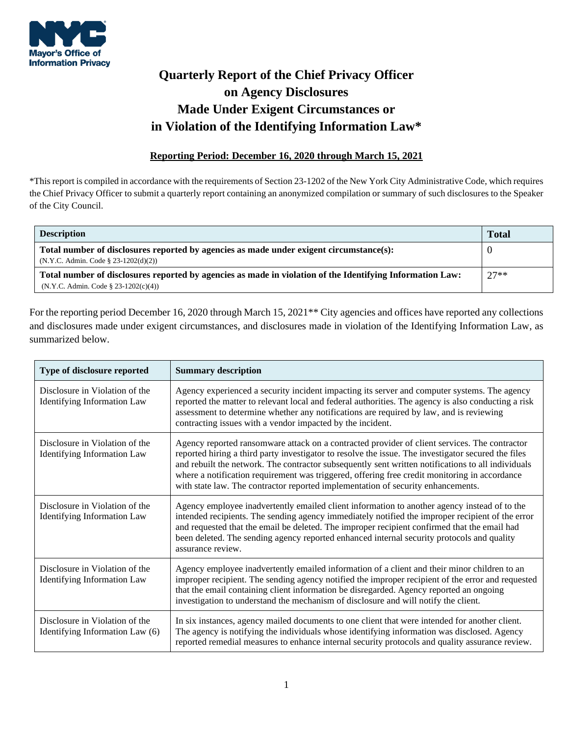Mayor's Office of Information Privacy

# Quarterly Report of the Chief Privacy Officer on Agency Disclosures Made Under Exigent Circumstances or in Violation of the Identifying Information Law*

**Reporting Period: December 16, 2020 through March 15, 2021**

*This report is compiled in accordance with the requirements of Section 23-1202 of the New York City Administrative Code, which requires the Chief Privacy Officer to submit a quarterly report containing an anonymized compilation or summary of such disclosures to the Speaker of the City Council.

| Description | Total |
|---|---|
| **Total number of disclosures reported by agencies as made under exigent circumstance(s):** (N.Y.C. Admin. Code § 23-1202(d)(2)) | 0 |
| **Total number of disclosures reported by agencies as made in violation of the Identifying Information Law:** (N.Y.C. Admin. Code § 23-1202(c)(4)) | 27** |

For the reporting period December 16, 2020 through March 15, 2021** City agencies and offices have reported any collections and disclosures made under exigent circumstances, and disclosures made in violation of the Identifying Information Law, as summarized below.

| Type of disclosure reported | Summary description |
|---|---|
| Disclosure in Violation of the Identifying Information Law | Agency experienced a security incident impacting its server and computer systems. The agency reported the matter to relevant local and federal authorities. The agency is also conducting a risk assessment to determine whether any notifications are required by law, and is reviewing contracting issues with a vendor impacted by the incident. |
| Disclosure in Violation of the Identifying Information Law | Agency reported ransomware attack on a contracted provider of client services. The contractor reported hiring a third party investigator to resolve the issue. The investigator secured the files and rebuilt the network. The contractor subsequently sent written notifications to all individuals where a notification requirement was triggered, offering free credit monitoring in accordance with state law. The contractor reported implementation of security enhancements. |
| Disclosure in Violation of the Identifying Information Law | Agency employee inadvertently emailed client information to another agency instead of to the intended recipients. The sending agency immediately notified the improper recipient of the error and requested that the email be deleted. The improper recipient confirmed that the email had been deleted. The sending agency reported enhanced internal security protocols and quality assurance review. |
| Disclosure in Violation of the Identifying Information Law | Agency employee inadvertently emailed information of a client and their minor children to an improper recipient. The sending agency notified the improper recipient of the error and requested that the email containing client information be disregarded. Agency reported an ongoing investigation to understand the mechanism of disclosure and will notify the client. |
| Disclosure in Violation of the Identifying Information Law (6) | In six instances, agency mailed documents to one client that were intended for another client. The agency is notifying the individuals whose identifying information was disclosed. Agency reported remedial measures to enhance internal security protocols and quality assurance review. |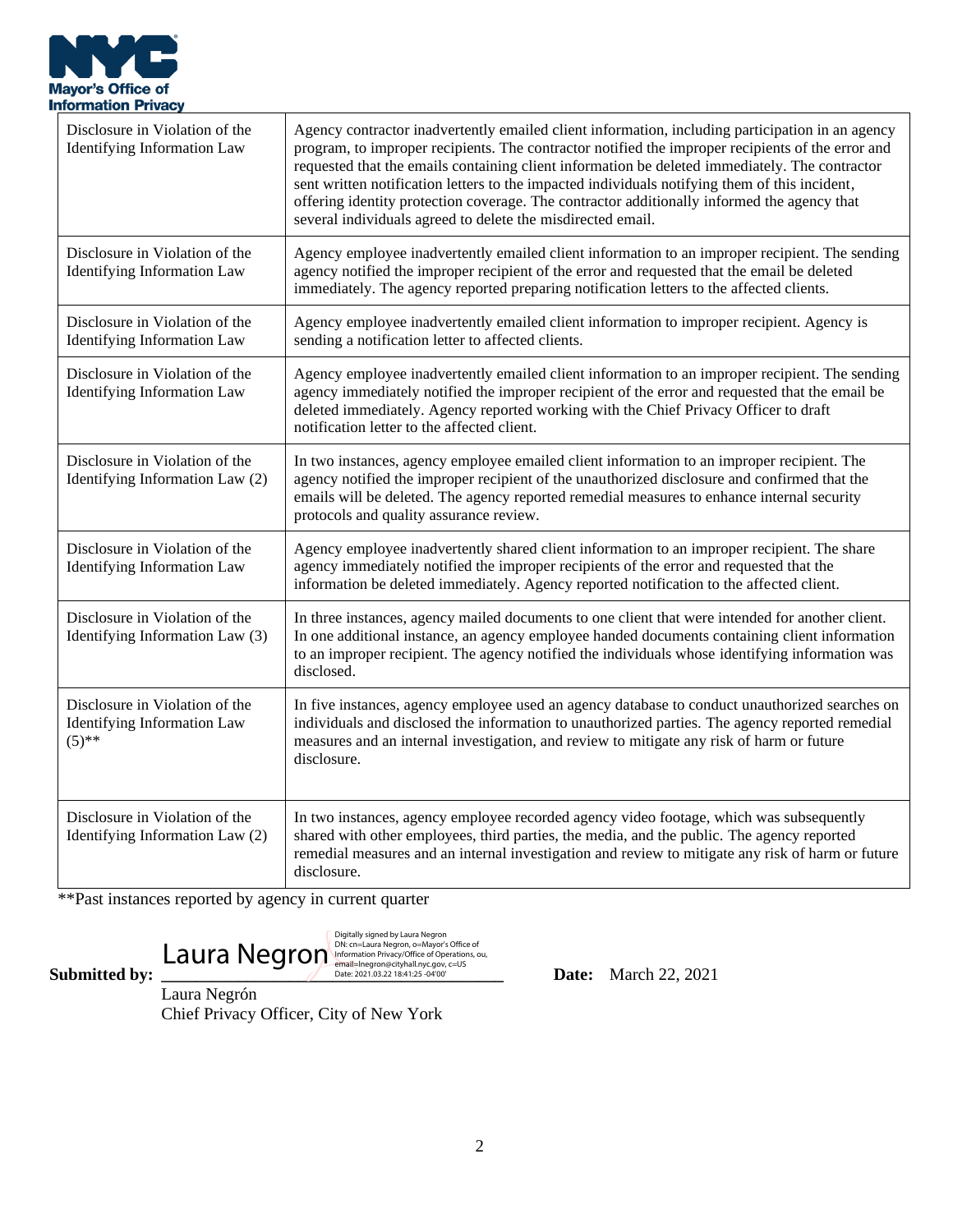**Mayor's Office of Information Privacy**

| | |
|---|---|
| Disclosure in Violation of the Identifying Information Law | Agency contractor inadvertently emailed client information, including participation in an agency program, to improper recipients. The contractor notified the improper recipients of the error and requested that the emails containing client information be deleted immediately. The contractor sent written notification letters to the impacted individuals notifying them of this incident, offering identity protection coverage. The contractor additionally informed the agency that several individuals agreed to delete the misdirected email. |
| Disclosure in Violation of the Identifying Information Law | Agency employee inadvertently emailed client information to an improper recipient. The sending agency notified the improper recipient of the error and requested that the email be deleted immediately. The agency reported preparing notification letters to the affected clients. |
| Disclosure in Violation of the Identifying Information Law | Agency employee inadvertently emailed client information to improper recipient. Agency is sending a notification letter to affected clients. |
| Disclosure in Violation of the Identifying Information Law | Agency employee inadvertently emailed client information to an improper recipient. The sending agency immediately notified the improper recipient of the error and requested that the email be deleted immediately. Agency reported working with the Chief Privacy Officer to draft notification letter to the affected client. |
| Disclosure in Violation of the Identifying Information Law (2) | In two instances, agency employee emailed client information to an improper recipient. The agency notified the improper recipient of the unauthorized disclosure and confirmed that the emails will be deleted. The agency reported remedial measures to enhance internal security protocols and quality assurance review. |
| Disclosure in Violation of the Identifying Information Law | Agency employee inadvertently shared client information to an improper recipient. The share agency immediately notified the improper recipients of the error and requested that the information be deleted immediately. Agency reported notification to the affected client. |
| Disclosure in Violation of the Identifying Information Law (3) | In three instances, agency mailed documents to one client that were intended for another client. In one additional instance, an agency employee handed documents containing client information to an improper recipient. The agency notified the individuals whose identifying information was disclosed. |
| Disclosure in Violation of the Identifying Information Law (5)** | In five instances, agency employee used an agency database to conduct unauthorized searches on individuals and disclosed the information to unauthorized parties. The agency reported remedial measures and an internal investigation, and review to mitigate any risk of harm or future disclosure. |
| Disclosure in Violation of the Identifying Information Law (2) | In two instances, agency employee recorded agency video footage, which was subsequently shared with other employees, third parties, the media, and the public. The agency reported remedial measures and an internal investigation and review to mitigate any risk of harm or future disclosure. |

**Past instances reported by agency in current quarter

**Submitted by:** Laura Negron (Digitally signed by Laura Negron, DN: cn=Laura Negron, o=Mayor's Office of Information Privacy/Office of Operations, ou, email=lnegron@cityhall.nyc.gov, c=US, Date: 2021.03.22 18:41:25 -04'00')

Laura Negrón
Chief Privacy Officer, City of New York

**Date:** March 22, 2021